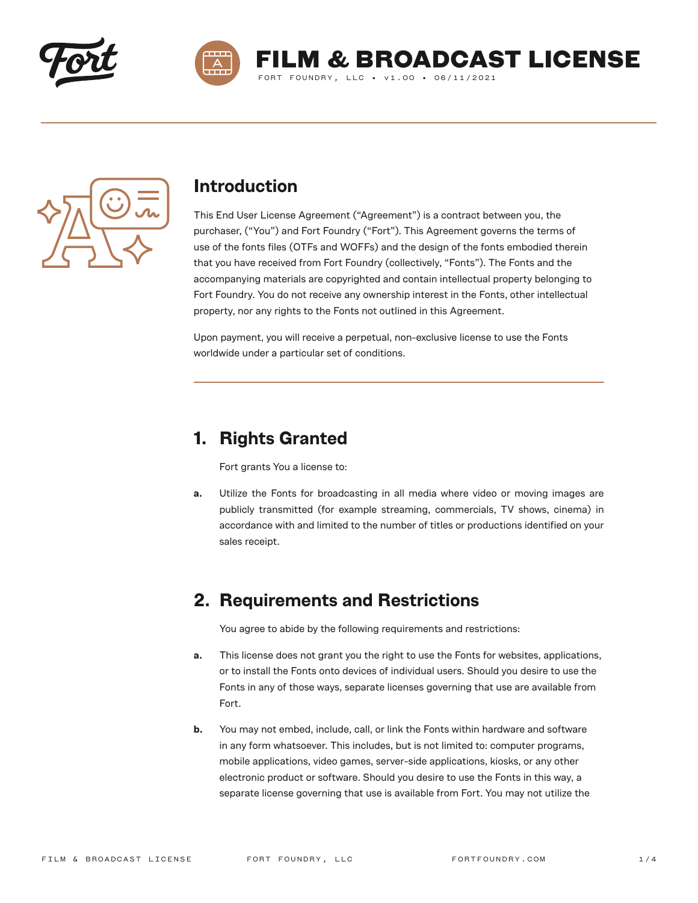# FILM & BROADCAST LICENSE

FORT FOUNDRY, LLC • v1.00 • 06/11/2021

## Introduction

This End User License Agreement ("Agreement") is a contract between you, the purchaser, ("You") and Fort Foundry ("Fort"). This Agreement governs the terms of use of the fonts files (OTFs and WOFFs) and the design of the fonts embodied therein that you have received from Fort Foundry (collectively, "Fonts"). The Fonts and the accompanying materials are copyrighted and contain intellectual property belonging to Fort Foundry. You do not receive any ownership interest in the Fonts, other intellectual property, nor any rights to the Fonts not outlined in this Agreement.

Upon payment, you will receive a perpetual, non-exclusive license to use the Fonts worldwide under a particular set of conditions.

## 1. Rights Granted

Fort grants You a license to:

**a.** Utilize the Fonts for broadcasting in all media where video or moving images are publicly transmitted (for example streaming, commercials, TV shows, cinema) in accordance with and limited to the number of titles or productions identified on your sales receipt.

## 2. Requirements and Restrictions

You agree to abide by the following requirements and restrictions:

**a.** This license does not grant you the right to use the Fonts for websites, applications, or to install the Fonts onto devices of individual users. Should you desire to use the Fonts in any of those ways, separate licenses governing that use are available from Fort.

**b.** You may not embed, include, call, or link the Fonts within hardware and software in any form whatsoever. This includes, but is not limited to: computer programs, mobile applications, video games, server-side applications, kiosks, or any other electronic product or software. Should you desire to use the Fonts in this way, a separate license governing that use is available from Fort. You may not utilize the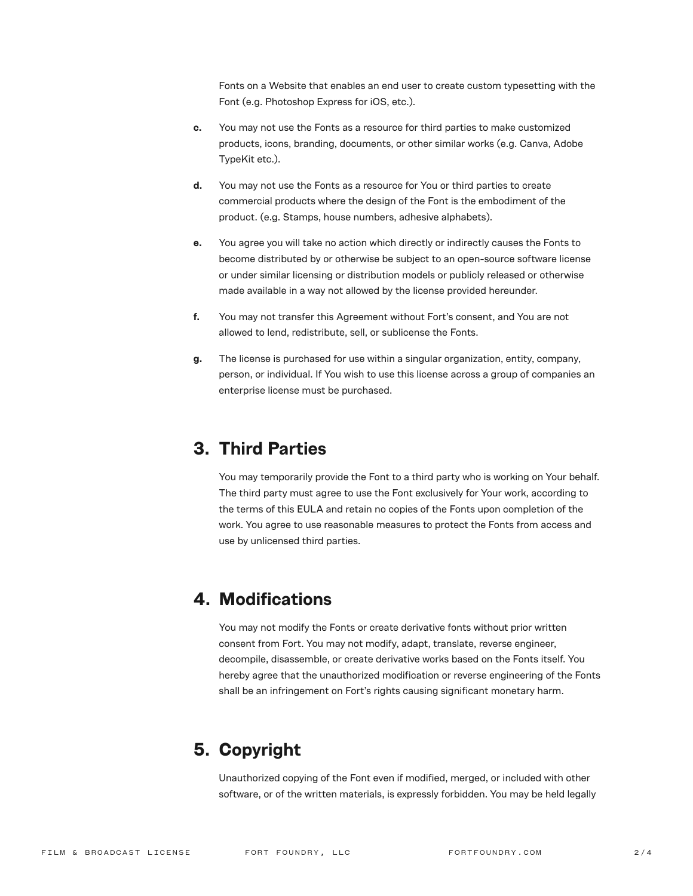Fonts on a Website that enables an end user to create custom typesetting with the Font (e.g. Photoshop Express for iOS, etc.).

**c.** You may not use the Fonts as a resource for third parties to make customized products, icons, branding, documents, or other similar works (e.g. Canva, Adobe TypeKit etc.).

**d.** You may not use the Fonts as a resource for You or third parties to create commercial products where the design of the Font is the embodiment of the product. (e.g. Stamps, house numbers, adhesive alphabets).

**e.** You agree you will take no action which directly or indirectly causes the Fonts to become distributed by or otherwise be subject to an open-source software license or under similar licensing or distribution models or publicly released or otherwise made available in a way not allowed by the license provided hereunder.

**f.** You may not transfer this Agreement without Fort's consent, and You are not allowed to lend, redistribute, sell, or sublicense the Fonts.

**g.** The license is purchased for use within a singular organization, entity, company, person, or individual. If You wish to use this license across a group of companies an enterprise license must be purchased.

## 3. Third Parties

You may temporarily provide the Font to a third party who is working on Your behalf. The third party must agree to use the Font exclusively for Your work, according to the terms of this EULA and retain no copies of the Fonts upon completion of the work. You agree to use reasonable measures to protect the Fonts from access and use by unlicensed third parties.

## 4. Modifications

You may not modify the Fonts or create derivative fonts without prior written consent from Fort. You may not modify, adapt, translate, reverse engineer, decompile, disassemble, or create derivative works based on the Fonts itself. You hereby agree that the unauthorized modification or reverse engineering of the Fonts shall be an infringement on Fort's rights causing significant monetary harm.

## 5. Copyright

Unauthorized copying of the Font even if modified, merged, or included with other software, or of the written materials, is expressly forbidden. You may be held legally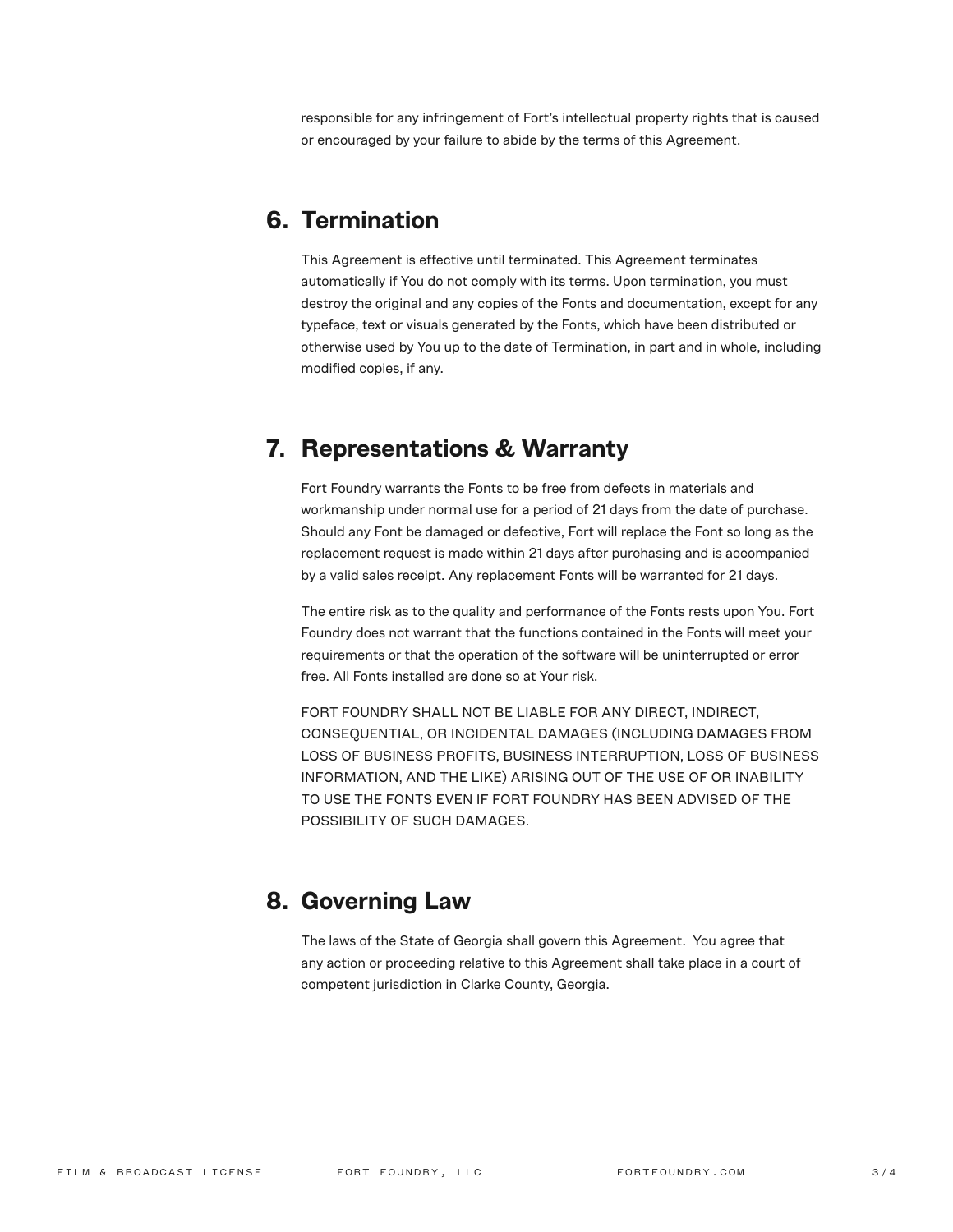responsible for any infringement of Fort's intellectual property rights that is caused or encouraged by your failure to abide by the terms of this Agreement.

## 6. Termination

This Agreement is effective until terminated. This Agreement terminates automatically if You do not comply with its terms. Upon termination, you must destroy the original and any copies of the Fonts and documentation, except for any typeface, text or visuals generated by the Fonts, which have been distributed or otherwise used by You up to the date of Termination, in part and in whole, including modified copies, if any.

## 7. Representations & Warranty

Fort Foundry warrants the Fonts to be free from defects in materials and workmanship under normal use for a period of 21 days from the date of purchase. Should any Font be damaged or defective, Fort will replace the Font so long as the replacement request is made within 21 days after purchasing and is accompanied by a valid sales receipt. Any replacement Fonts will be warranted for 21 days.

The entire risk as to the quality and performance of the Fonts rests upon You. Fort Foundry does not warrant that the functions contained in the Fonts will meet your requirements or that the operation of the software will be uninterrupted or error free. All Fonts installed are done so at Your risk.

FORT FOUNDRY SHALL NOT BE LIABLE FOR ANY DIRECT, INDIRECT, CONSEQUENTIAL, OR INCIDENTAL DAMAGES (INCLUDING DAMAGES FROM LOSS OF BUSINESS PROFITS, BUSINESS INTERRUPTION, LOSS OF BUSINESS INFORMATION, AND THE LIKE) ARISING OUT OF THE USE OF OR INABILITY TO USE THE FONTS EVEN IF FORT FOUNDRY HAS BEEN ADVISED OF THE POSSIBILITY OF SUCH DAMAGES.

## 8. Governing Law

The laws of the State of Georgia shall govern this Agreement. You agree that any action or proceeding relative to this Agreement shall take place in a court of competent jurisdiction in Clarke County, Georgia.